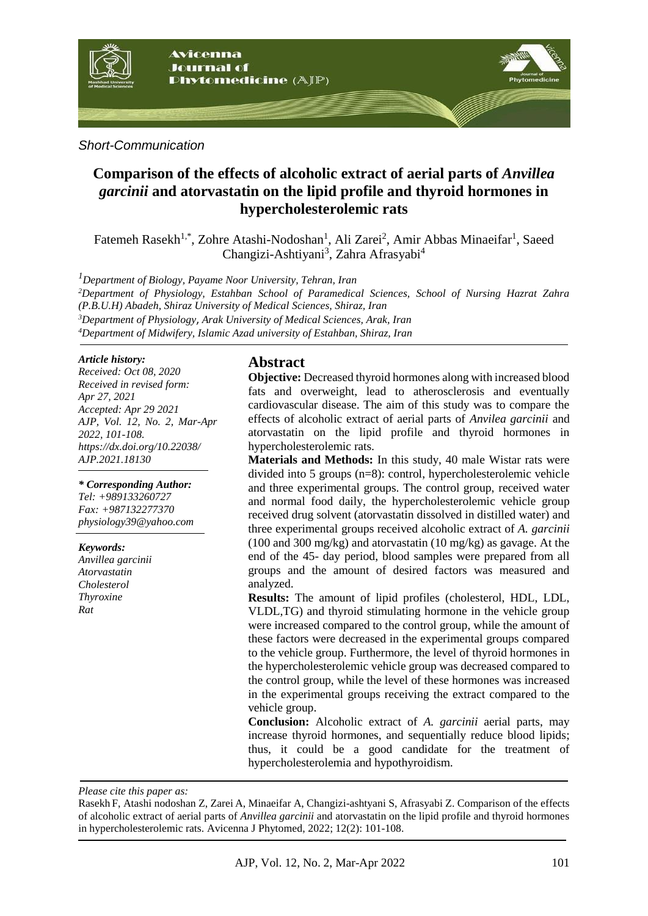*Short-Communication*

# Comparison of the effects of alcoholic extract of aerial parts of *Anvillea garcinii* and atorvastatin on the lipid profile and thyroid hormones in hypercholesterolemic rats

Fatemeh Rasekh[1,*], Zohre Atashi-Nodoshan[1], Ali Zarei[2], Amir Abbas Minaeifar[1], Saeed Changizi-Ashtiyani[3], Zahra Afrasyabi[4]

*[1]Department of Biology, Payame Noor University, Tehran, Iran*
*[2]Department of Physiology, Estahban School of Paramedical Sciences, School of Nursing Hazrat Zahra (P.B.U.H) Abadeh, Shiraz University of Medical Sciences, Shiraz, Iran*
*[3]Department of Physiology, Arak University of Medical Sciences, Arak, Iran*
*[4]Department of Midwifery, Islamic Azad university of Estahban, Shiraz, Iran*

***Article history:***
*Received: Oct 08, 2020*
*Received in revised form: Apr 27, 2021*
*Accepted: Apr 29 2021*
*AJP, Vol. 12, No. 2, Mar-Apr 2022, 101-108.*
*https://dx.doi.org/10.22038/AJP.2021.18130*

***\* Corresponding Author:***
*Tel: +989133260727*
*Fax: +987132277370*
*physiology39@yahoo.com*

***Keywords:***
*Anvillea garcinii*
*Atorvastatin*
*Cholesterol*
*Thyroxine*
*Rat*

## Abstract

**Objective:** Decreased thyroid hormones along with increased blood fats and overweight, lead to atherosclerosis and eventually cardiovascular disease. The aim of this study was to compare the effects of alcoholic extract of aerial parts of *Anvilea garcinii* and atorvastatin on the lipid profile and thyroid hormones in hypercholesterolemic rats.

**Materials and Methods:** In this study, 40 male Wistar rats were divided into 5 groups (n=8): control, hypercholesterolemic vehicle and three experimental groups. The control group, received water and normal food daily, the hypercholesterolemic vehicle group received drug solvent (atorvastatin dissolved in distilled water) and three experimental groups received alcoholic extract of *A. garcinii* (100 and 300 mg/kg) and atorvastatin (10 mg/kg) as gavage. At the end of the 45- day period, blood samples were prepared from all groups and the amount of desired factors was measured and analyzed.

**Results:** The amount of lipid profiles (cholesterol, HDL, LDL, VLDL,TG) and thyroid stimulating hormone in the vehicle group were increased compared to the control group, while the amount of these factors were decreased in the experimental groups compared to the vehicle group. Furthermore, the level of thyroid hormones in the hypercholesterolemic vehicle group was decreased compared to the control group, while the level of these hormones was increased in the experimental groups receiving the extract compared to the vehicle group.

**Conclusion:** Alcoholic extract of *A. garcinii* aerial parts, may increase thyroid hormones, and sequentially reduce blood lipids; thus, it could be a good candidate for the treatment of hypercholesterolemia and hypothyroidism.

*Please cite this paper as:*

Rasekh F, Atashi nodoshan Z, Zarei A, Minaeifar A, Changizi-ashtiyani S, Afrasyabi Z. Comparison of the effects of alcoholic extract of aerial parts of *Anvillea garcinii* and atorvastatin on the lipid profile and thyroid hormones in hypercholesterolemic rats. Avicenna J Phytomed, 2022; 12(2): 101-108.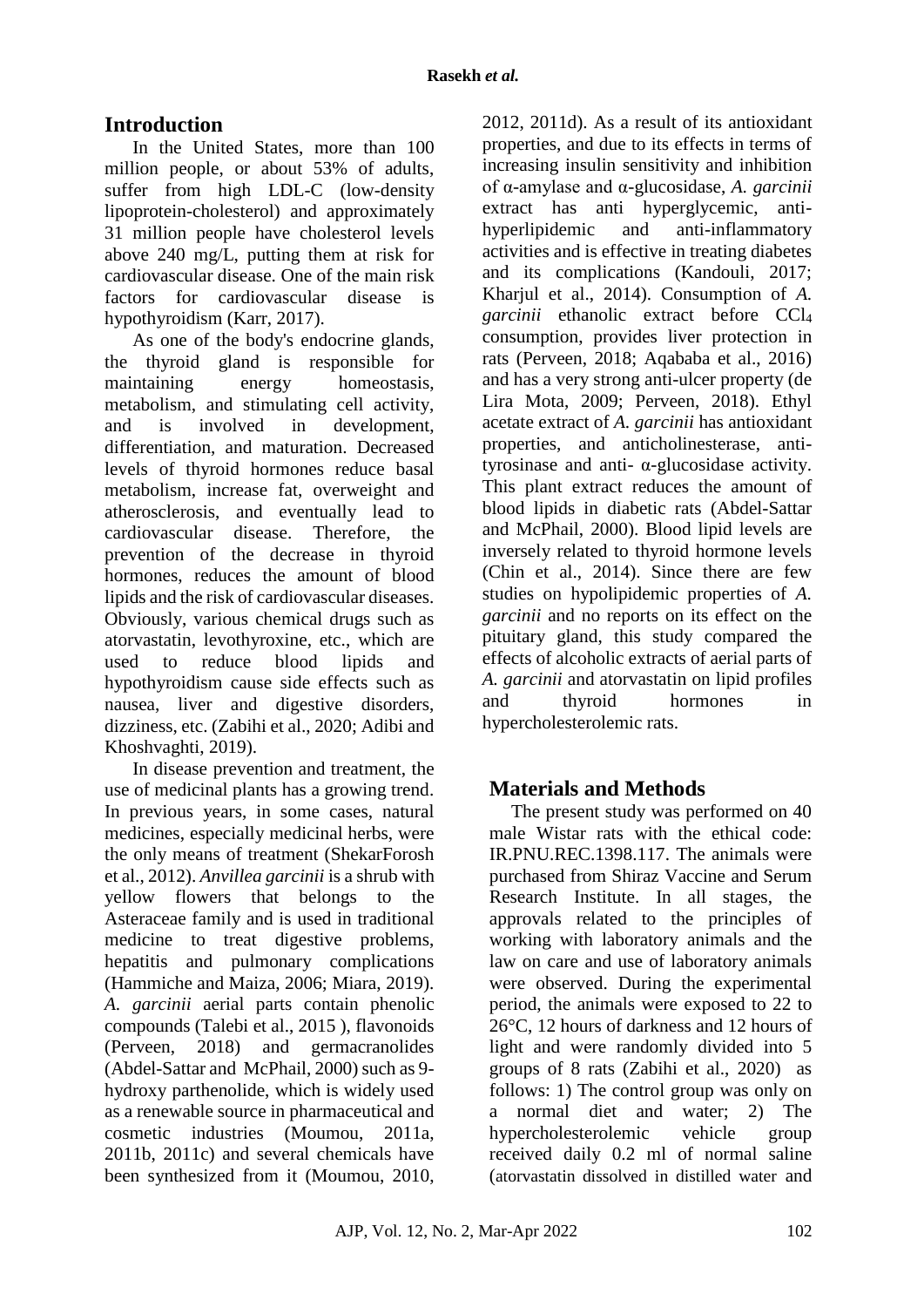## Introduction

In the United States, more than 100 million people, or about 53% of adults, suffer from high LDL-C (low-density lipoprotein-cholesterol) and approximately 31 million people have cholesterol levels above 240 mg/L, putting them at risk for cardiovascular disease. One of the main risk factors for cardiovascular disease is hypothyroidism (Karr, 2017).

As one of the body's endocrine glands, the thyroid gland is responsible for maintaining energy homeostasis, metabolism, and stimulating cell activity, and is involved in development, differentiation, and maturation. Decreased levels of thyroid hormones reduce basal metabolism, increase fat, overweight and atherosclerosis, and eventually lead to cardiovascular disease. Therefore, the prevention of the decrease in thyroid hormones, reduces the amount of blood lipids and the risk of cardiovascular diseases. Obviously, various chemical drugs such as atorvastatin, levothyroxine, etc., which are used to reduce blood lipids and hypothyroidism cause side effects such as nausea, liver and digestive disorders, dizziness, etc. (Zabihi et al., 2020; Adibi and Khoshvaghti, 2019).

In disease prevention and treatment, the use of medicinal plants has a growing trend. In previous years, in some cases, natural medicines, especially medicinal herbs, were the only means of treatment (ShekarForosh et al., 2012). *Anvillea garcinii* is a shrub with yellow flowers that belongs to the Asteraceae family and is used in traditional medicine to treat digestive problems, hepatitis and pulmonary complications (Hammiche and Maiza, 2006; Miara, 2019). *A. garcinii* aerial parts contain phenolic compounds (Talebi et al., 2015 ), flavonoids (Perveen, 2018) and germacranolides (Abdel-Sattar and McPhail, 2000) such as 9-hydroxy parthenolide, which is widely used as a renewable source in pharmaceutical and cosmetic industries (Moumou, 2011a, 2011b, 2011c) and several chemicals have been synthesized from it (Moumou, 2010, 2012, 2011d). As a result of its antioxidant properties, and due to its effects in terms of increasing insulin sensitivity and inhibition of α-amylase and α-glucosidase, *A. garcinii* extract has anti hyperglycemic, anti-hyperlipidemic and anti-inflammatory activities and is effective in treating diabetes and its complications (Kandouli, 2017; Kharjul et al., 2014). Consumption of *A. garcinii* ethanolic extract before $CCl_4$ consumption, provides liver protection in rats (Perveen, 2018; Aqababa et al., 2016) and has a very strong anti-ulcer property (de Lira Mota, 2009; Perveen, 2018). Ethyl acetate extract of *A. garcinii* has antioxidant properties, and anticholinesterase, anti-tyrosinase and anti- α-glucosidase activity. This plant extract reduces the amount of blood lipids in diabetic rats (Abdel-Sattar and McPhail, 2000). Blood lipid levels are inversely related to thyroid hormone levels (Chin et al., 2014). Since there are few studies on hypolipidemic properties of *A. garcinii* and no reports on its effect on the pituitary gland, this study compared the effects of alcoholic extracts of aerial parts of *A. garcinii* and atorvastatin on lipid profiles and thyroid hormones in hypercholesterolemic rats.

## Materials and Methods

The present study was performed on 40 male Wistar rats with the ethical code: IR.PNU.REC.1398.117. The animals were purchased from Shiraz Vaccine and Serum Research Institute. In all stages, the approvals related to the principles of working with laboratory animals and the law on care and use of laboratory animals were observed. During the experimental period, the animals were exposed to 22 to 26°C, 12 hours of darkness and 12 hours of light and were randomly divided into 5 groups of 8 rats (Zabihi et al., 2020) as follows: 1) The control group was only on a normal diet and water; 2) The hypercholesterolemic vehicle group received daily 0.2 ml of normal saline (atorvastatin dissolved in distilled water and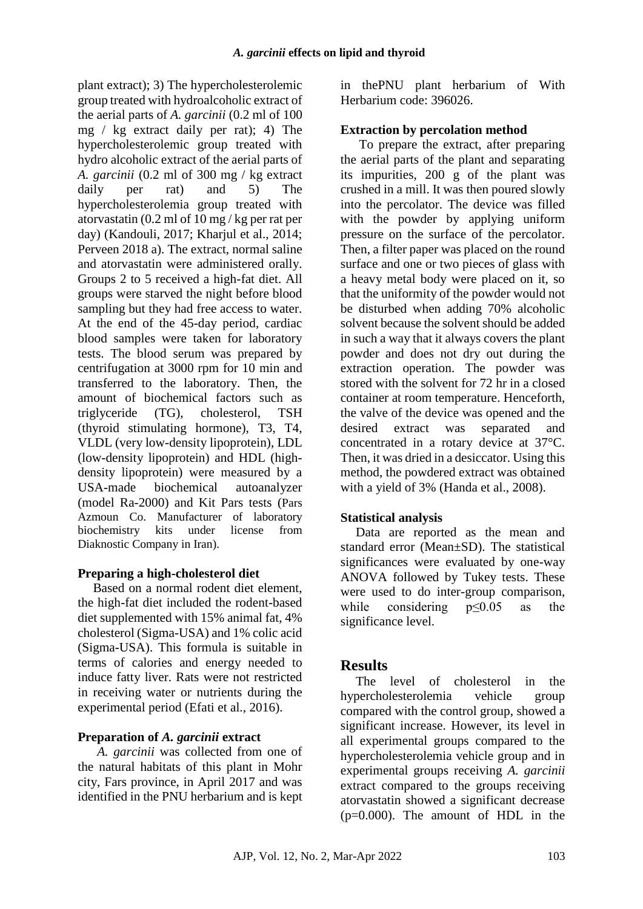plant extract); 3) The hypercholesterolemic group treated with hydroalcoholic extract of the aerial parts of *A. garcinii* (0.2 ml of 100 mg / kg extract daily per rat); 4) The hypercholesterolemic group treated with hydro alcoholic extract of the aerial parts of *A. garcinii* (0.2 ml of 300 mg / kg extract daily per rat) and 5) The hypercholesterolemia group treated with atorvastatin (0.2 ml of 10 mg / kg per rat per day) (Kandouli, 2017; Kharjul et al., 2014; Perveen 2018 a). The extract, normal saline and atorvastatin were administered orally. Groups 2 to 5 received a high-fat diet. All groups were starved the night before blood sampling but they had free access to water. At the end of the 45-day period, cardiac blood samples were taken for laboratory tests. The blood serum was prepared by centrifugation at 3000 rpm for 10 min and transferred to the laboratory. Then, the amount of biochemical factors such as triglyceride (TG), cholesterol, TSH (thyroid stimulating hormone), T3, T4, VLDL (very low-density lipoprotein), LDL (low-density lipoprotein) and HDL (high-density lipoprotein) were measured by a USA-made biochemical autoanalyzer (model Ra-2000) and Kit Pars tests (Pars Azmoun Co. Manufacturer of laboratory biochemistry kits under license from Diaknostic Company in Iran).

### Preparing a high-cholesterol diet

Based on a normal rodent diet element, the high-fat diet included the rodent-based diet supplemented with 15% animal fat, 4% cholesterol (Sigma-USA) and 1% colic acid (Sigma-USA). This formula is suitable in terms of calories and energy needed to induce fatty liver. Rats were not restricted in receiving water or nutrients during the experimental period (Efati et al., 2016).

### Preparation of *A. garcinii* extract

*A. garcinii* was collected from one of the natural habitats of this plant in Mohr city, Fars province, in April 2017 and was identified in the PNU herbarium and is kept in thePNU plant herbarium of With Herbarium code: 396026.

### Extraction by percolation method

To prepare the extract, after preparing the aerial parts of the plant and separating its impurities, 200 g of the plant was crushed in a mill. It was then poured slowly into the percolator. The device was filled with the powder by applying uniform pressure on the surface of the percolator. Then, a filter paper was placed on the round surface and one or two pieces of glass with a heavy metal body were placed on it, so that the uniformity of the powder would not be disturbed when adding 70% alcoholic solvent because the solvent should be added in such a way that it always covers the plant powder and does not dry out during the extraction operation. The powder was stored with the solvent for 72 hr in a closed container at room temperature. Henceforth, the valve of the device was opened and the desired extract was separated and concentrated in a rotary device at 37°C. Then, it was dried in a desiccator. Using this method, the powdered extract was obtained with a yield of 3% (Handa et al., 2008).

### Statistical analysis

Data are reported as the mean and standard error (Mean±SD). The statistical significances were evaluated by one-way ANOVA followed by Tukey tests. These were used to do inter-group comparison, while considering $p \leq 0.05$ as the significance level.

## Results

The level of cholesterol in the hypercholesterolemia vehicle group compared with the control group, showed a significant increase. However, its level in all experimental groups compared to the hypercholesterolemia vehicle group and in experimental groups receiving *A. garcinii* extract compared to the groups receiving atorvastatin showed a significant decrease ($p=0.000$). The amount of HDL in the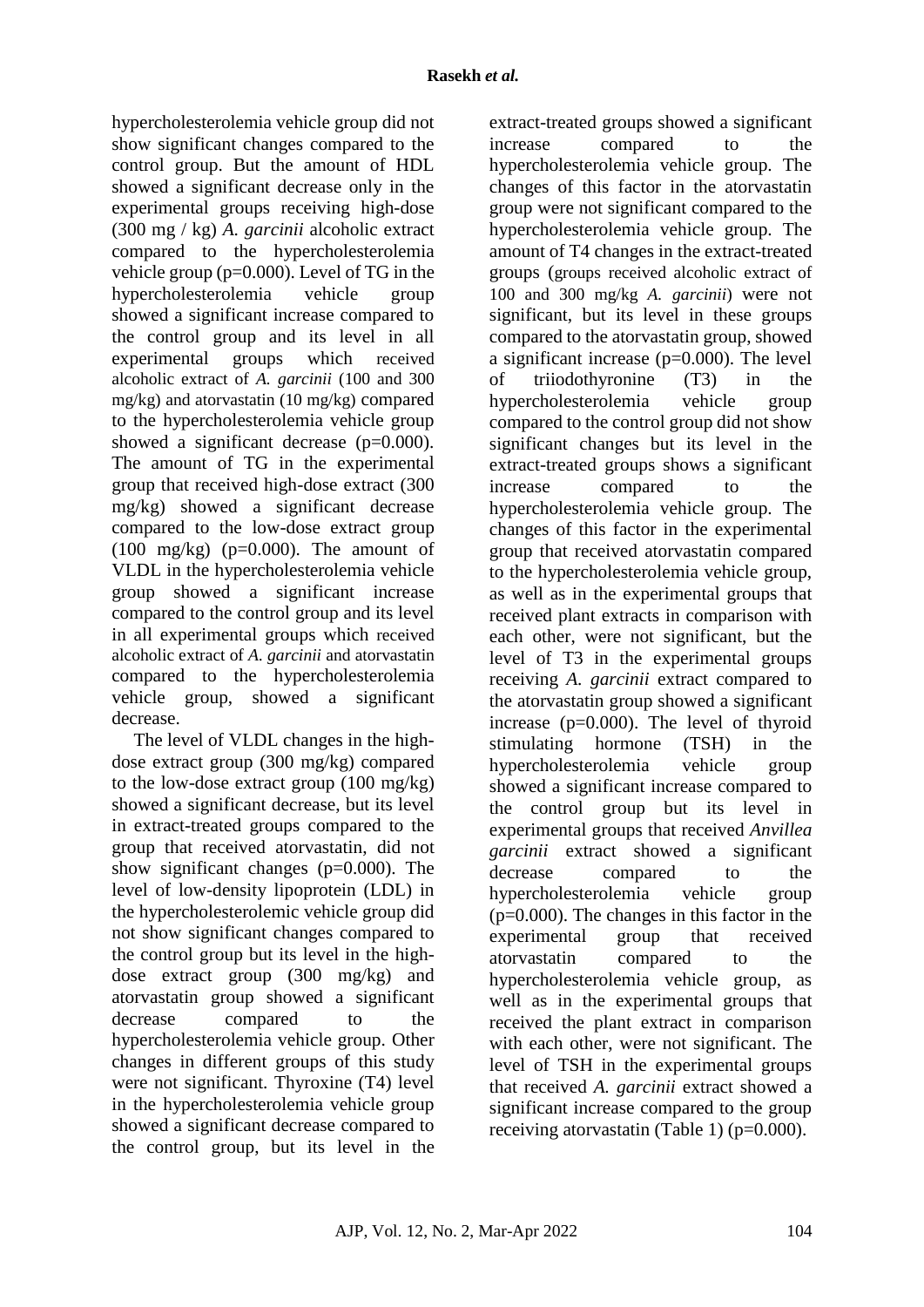hypercholesterolemia vehicle group did not show significant changes compared to the control group. But the amount of HDL showed a significant decrease only in the experimental groups receiving high-dose (300 mg / kg) *A. garcinii* alcoholic extract compared to the hypercholesterolemia vehicle group (p=0.000). Level of TG in the hypercholesterolemia vehicle group showed a significant increase compared to the control group and its level in all experimental groups which received alcoholic extract of *A. garcinii* (100 and 300 mg/kg) and atorvastatin (10 mg/kg) compared to the hypercholesterolemia vehicle group showed a significant decrease (p=0.000). The amount of TG in the experimental group that received high-dose extract (300 mg/kg) showed a significant decrease compared to the low-dose extract group (100 mg/kg) (p=0.000). The amount of VLDL in the hypercholesterolemia vehicle group showed a significant increase compared to the control group and its level in all experimental groups which received alcoholic extract of *A. garcinii* and atorvastatin compared to the hypercholesterolemia vehicle group, showed a significant decrease.

The level of VLDL changes in the high-dose extract group (300 mg/kg) compared to the low-dose extract group (100 mg/kg) showed a significant decrease, but its level in extract-treated groups compared to the group that received atorvastatin, did not show significant changes (p=0.000). The level of low-density lipoprotein (LDL) in the hypercholesterolemic vehicle group did not show significant changes compared to the control group but its level in the high-dose extract group (300 mg/kg) and atorvastatin group showed a significant decrease compared to the hypercholesterolemia vehicle group. Other changes in different groups of this study were not significant. Thyroxine (T4) level in the hypercholesterolemia vehicle group showed a significant decrease compared to the control group, but its level in the extract-treated groups showed a significant increase compared to the hypercholesterolemia vehicle group. The changes of this factor in the atorvastatin group were not significant compared to the hypercholesterolemia vehicle group. The amount of T4 changes in the extract-treated groups (groups received alcoholic extract of 100 and 300 mg/kg *A. garcinii*) were not significant, but its level in these groups compared to the atorvastatin group, showed a significant increase (p=0.000). The level of triiodothyronine (T3) in the hypercholesterolemia vehicle group compared to the control group did not show significant changes but its level in the extract-treated groups shows a significant increase compared to the hypercholesterolemia vehicle group. The changes of this factor in the experimental group that received atorvastatin compared to the hypercholesterolemia vehicle group, as well as in the experimental groups that received plant extracts in comparison with each other, were not significant, but the level of T3 in the experimental groups receiving *A. garcinii* extract compared to the atorvastatin group showed a significant increase (p=0.000). The level of thyroid stimulating hormone (TSH) in the hypercholesterolemia vehicle group showed a significant increase compared to the control group but its level in experimental groups that received *Anvillea garcinii* extract showed a significant decrease compared to the hypercholesterolemia vehicle group (p=0.000). The changes in this factor in the experimental group that received atorvastatin compared to the hypercholesterolemia vehicle group, as well as in the experimental groups that received the plant extract in comparison with each other, were not significant. The level of TSH in the experimental groups that received *A. garcinii* extract showed a significant increase compared to the group receiving atorvastatin (Table 1) (p=0.000).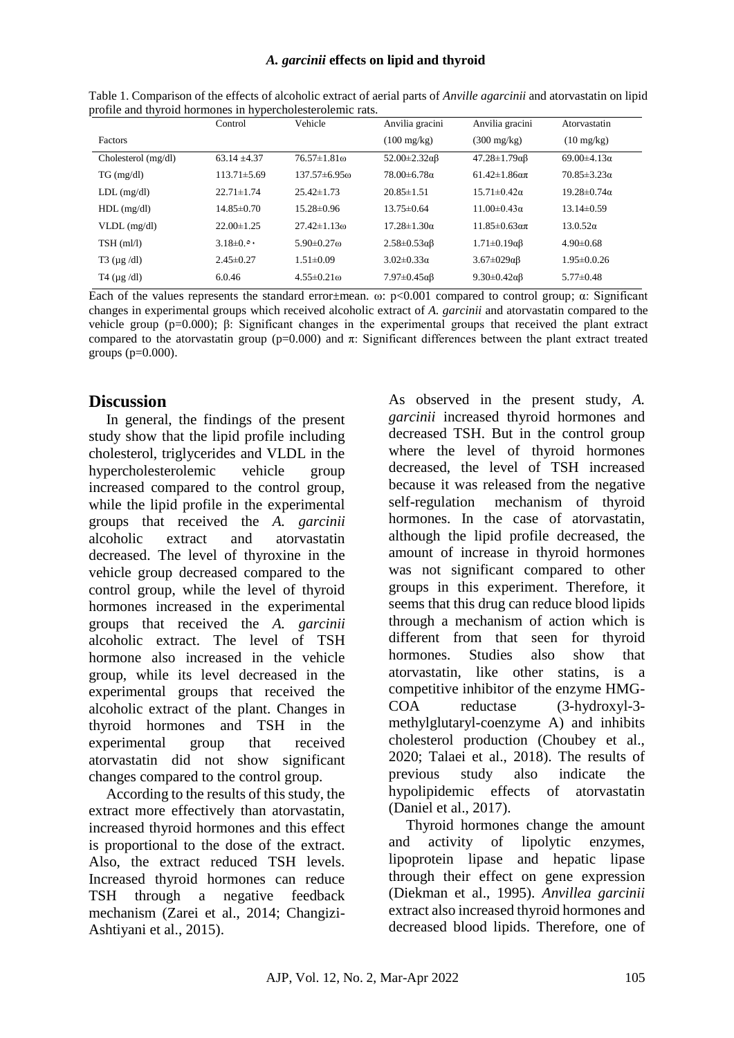Table 1. Comparison of the effects of alcoholic extract of aerial parts of *Anville agarcinii* and atorvastatin on lipid profile and thyroid hormones in hypercholesterolemic rats.

| Factors | Control | Vehicle | Anvilia gracini (100 mg/kg) | Anvilia gracini (300 mg/kg) | Atorvastatin (10 mg/kg) |
|---|---|---|---|---|---|
| Cholesterol (mg/dl) | 63.14 ±4.37 | 76.57±1.81ω | 52.00±2.32αβ | 47.28±1.79αβ | 69.00±4.13α |
| TG (mg/dl) | 113.71±5.69 | 137.57±6.95ω | 78.00±6.78α | 61.42±1.86απ | 70.85±3.23α |
| LDL (mg/dl) | 22.71±1.74 | 25.42±1.73 | 20.85±1.51 | 15.71±0.42α | 19.28±0.74α |
| HDL (mg/dl) | 14.85±0.70 | 15.28±0.96 | 13.75±0.64 | 11.00±0.43α | 13.14±0.59 |
| VLDL (mg/dl) | 22.00±1.25 | 27.42±1.13ω | 17.28±1.30α | 11.85±0.63απ | 13.0.52α |
| TSH (ml/l) | 3.18±0.۵۰ | 5.90±0.27ω | 2.58±0.53αβ | 1.71±0.19αβ | 4.90±0.68 |
| T3 (µg /dl) | 2.45±0.27 | 1.51±0.09 | 3.02±0.33α | 3.67±029αβ | 1.95±0.0.26 |
| T4 (µg /dl) | 6.0.46 | 4.55±0.21ω | 7.97±0.45αβ | 9.30±0.42αβ | 5.77±0.48 |

Each of the values represents the standard error±mean. ω: $p<0.001$ compared to control group; α: Significant changes in experimental groups which received alcoholic extract of *A. garcinii* and atorvastatin compared to the vehicle group ($p=0.000$); β: Significant changes in the experimental groups that received the plant extract compared to the atorvastatin group ($p=0.000$) and π: Significant differences between the plant extract treated groups ($p=0.000$).

## Discussion

In general, the findings of the present study show that the lipid profile including cholesterol, triglycerides and VLDL in the hypercholesterolemic vehicle group increased compared to the control group, while the lipid profile in the experimental groups that received the *A. garcinii* alcoholic extract and atorvastatin decreased. The level of thyroxine in the vehicle group decreased compared to the control group, while the level of thyroid hormones increased in the experimental groups that received the *A. garcinii* alcoholic extract. The level of TSH hormone also increased in the vehicle group, while its level decreased in the experimental groups that received the alcoholic extract of the plant. Changes in thyroid hormones and TSH in the experimental group that received atorvastatin did not show significant changes compared to the control group.

According to the results of this study, the extract more effectively than atorvastatin, increased thyroid hormones and this effect is proportional to the dose of the extract. Also, the extract reduced TSH levels. Increased thyroid hormones can reduce TSH through a negative feedback mechanism (Zarei et al., 2014; Changizi-Ashtiyani et al., 2015).

As observed in the present study, *A. garcinii* increased thyroid hormones and decreased TSH. But in the control group where the level of thyroid hormones decreased, the level of TSH increased because it was released from the negative self-regulation mechanism of thyroid hormones. In the case of atorvastatin, although the lipid profile decreased, the amount of increase in thyroid hormones was not significant compared to other groups in this experiment. Therefore, it seems that this drug can reduce blood lipids through a mechanism of action which is different from that seen for thyroid hormones. Studies also show that atorvastatin, like other statins, is a competitive inhibitor of the enzyme HMG-COA reductase (3-hydroxyl-3-methylglutaryl-coenzyme A) and inhibits cholesterol production (Choubey et al., 2020; Talaei et al., 2018). The results of previous study also indicate the hypolipidemic effects of atorvastatin (Daniel et al., 2017).

Thyroid hormones change the amount and activity of lipolytic enzymes, lipoprotein lipase and hepatic lipase through their effect on gene expression (Diekman et al., 1995). *Anvillea garcinii* extract also increased thyroid hormones and decreased blood lipids. Therefore, one of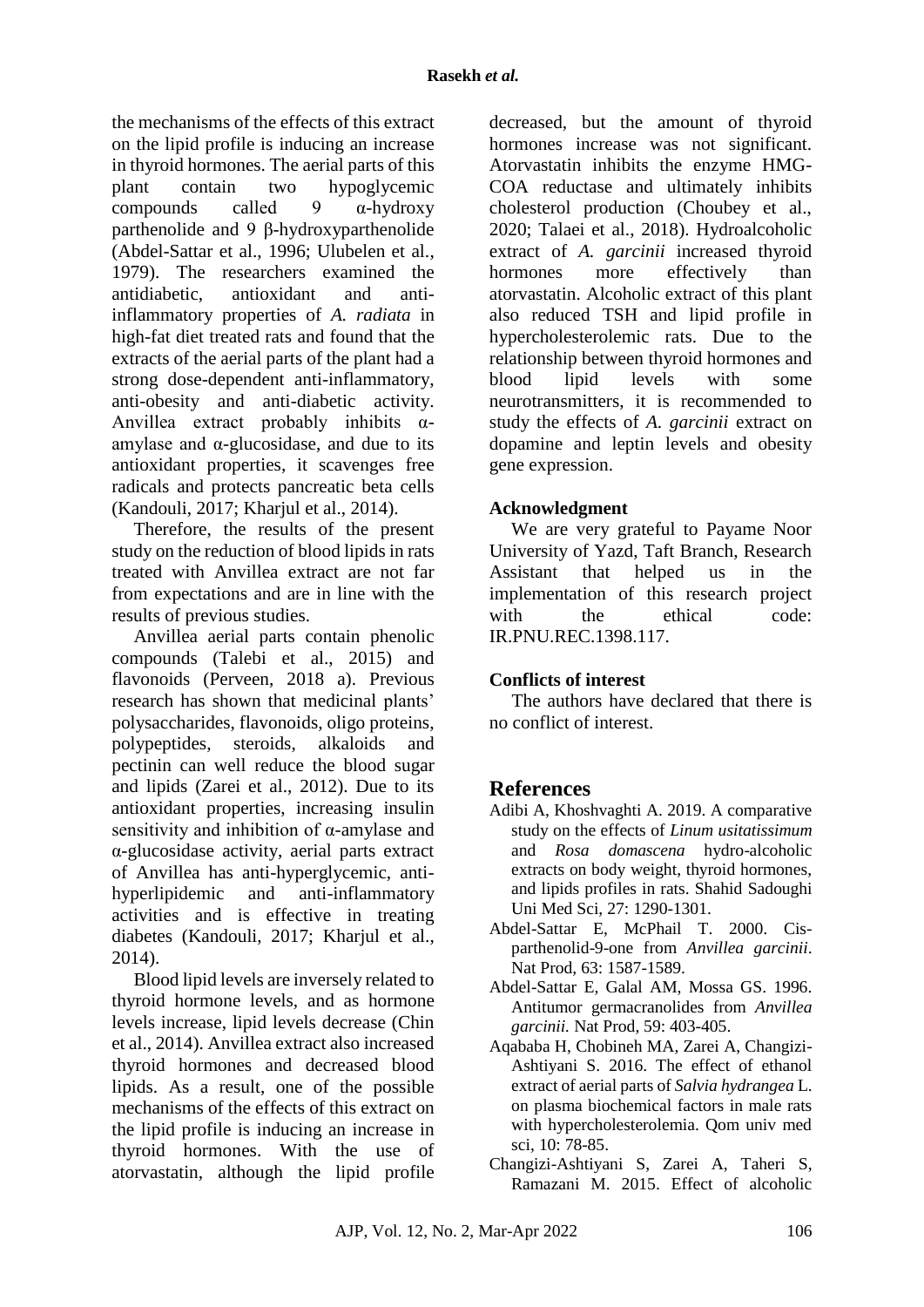the mechanisms of the effects of this extract on the lipid profile is inducing an increase in thyroid hormones. The aerial parts of this plant contain two hypoglycemic compounds called 9 α-hydroxy parthenolide and 9 β-hydroxyparthenolide (Abdel-Sattar et al., 1996; Ulubelen et al., 1979). The researchers examined the antidiabetic, antioxidant and anti-inflammatory properties of *A. radiata* in high-fat diet treated rats and found that the extracts of the aerial parts of the plant had a strong dose-dependent anti-inflammatory, anti-obesity and anti-diabetic activity. Anvillea extract probably inhibits α-amylase and α-glucosidase, and due to its antioxidant properties, it scavenges free radicals and protects pancreatic beta cells (Kandouli, 2017; Kharjul et al., 2014).

Therefore, the results of the present study on the reduction of blood lipids in rats treated with Anvillea extract are not far from expectations and are in line with the results of previous studies.

Anvillea aerial parts contain phenolic compounds (Talebi et al., 2015) and flavonoids (Perveen, 2018 a). Previous research has shown that medicinal plants' polysaccharides, flavonoids, oligo proteins, polypeptides, steroids, alkaloids and pectinin can well reduce the blood sugar and lipids (Zarei et al., 2012). Due to its antioxidant properties, increasing insulin sensitivity and inhibition of α-amylase and α-glucosidase activity, aerial parts extract of Anvillea has anti-hyperglycemic, anti-hyperlipidemic and anti-inflammatory activities and is effective in treating diabetes (Kandouli, 2017; Kharjul et al., 2014).

Blood lipid levels are inversely related to thyroid hormone levels, and as hormone levels increase, lipid levels decrease (Chin et al., 2014). Anvillea extract also increased thyroid hormones and decreased blood lipids. As a result, one of the possible mechanisms of the effects of this extract on the lipid profile is inducing an increase in thyroid hormones. With the use of atorvastatin, although the lipid profile decreased, but the amount of thyroid hormones increase was not significant. Atorvastatin inhibits the enzyme HMG-COA reductase and ultimately inhibits cholesterol production (Choubey et al., 2020; Talaei et al., 2018). Hydroalcoholic extract of *A. garcinii* increased thyroid hormones more effectively than atorvastatin. Alcoholic extract of this plant also reduced TSH and lipid profile in hypercholesterolemic rats. Due to the relationship between thyroid hormones and blood lipid levels with some neurotransmitters, it is recommended to study the effects of *A. garcinii* extract on dopamine and leptin levels and obesity gene expression.

### Acknowledgment

We are very grateful to Payame Noor University of Yazd, Taft Branch, Research Assistant that helped us in the implementation of this research project with the ethical code: IR.PNU.REC.1398.117.

### Conflicts of interest

The authors have declared that there is no conflict of interest.

## References

Adibi A, Khoshvaghti A. 2019. A comparative study on the effects of *Linum usitatissimum* and *Rosa domascena* hydro-alcoholic extracts on body weight, thyroid hormones, and lipids profiles in rats. Shahid Sadoughi Uni Med Sci, 27: 1290-1301.

Abdel-Sattar E, McPhail T. 2000. Cis-parthenolid-9-one from *Anvillea garcinii*. Nat Prod, 63: 1587-1589.

Abdel-Sattar E, Galal AM, Mossa GS. 1996. Antitumor germacranolides from *Anvillea garcinii.* Nat Prod, 59: 403-405.

Aqababa H, Chobineh MA, Zarei A, Changizi-Ashtiyani S. 2016. The effect of ethanol extract of aerial parts of *Salvia hydrangea* L. on plasma biochemical factors in male rats with hypercholesterolemia. Qom univ med sci, 10: 78-85.

Changizi-Ashtiyani S, Zarei A, Taheri S, Ramazani M. 2015. Effect of alcoholic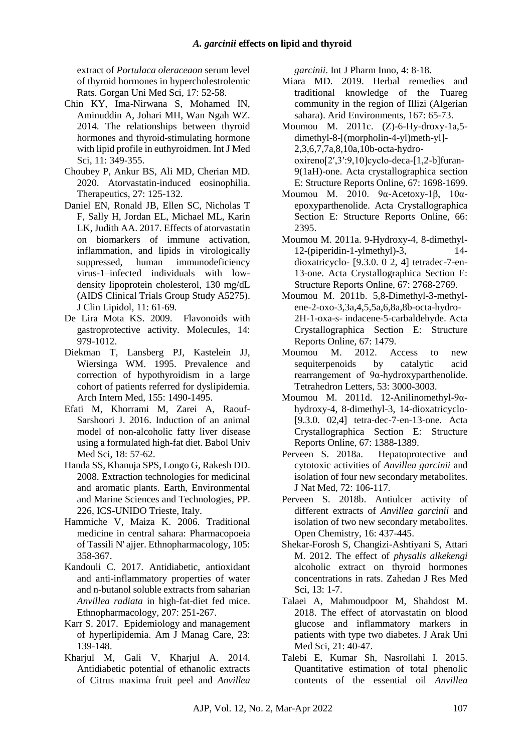extract of *Portulaca oleraceaon* serum level of thyroid hormones in hypercholestrolemic Rats. Gorgan Uni Med Sci, 17: 52-58.

Chin KY, Ima-Nirwana S, Mohamed IN, Aminuddin A, Johari MH, Wan Ngah WZ. 2014. The relationships between thyroid hormones and thyroid-stimulating hormone with lipid profile in euthyroidmen. Int J Med Sci, 11: 349-355.

Choubey P, Ankur BS, Ali MD, Cherian MD. 2020. Atorvastatin-induced eosinophilia. Therapeutics, 27: 125-132.

Daniel EN, Ronald JB, Ellen SC, Nicholas T F, Sally H, Jordan EL, Michael ML, Karin LK, Judith AA. 2017. Effects of atorvastatin on biomarkers of immune activation, inflammation, and lipids in virologically suppressed, human immunodeficiency virus-1–infected individuals with low-density lipoprotein cholesterol, 130 mg/dL (AIDS Clinical Trials Group Study A5275). J Clin Lipidol, 11: 61-69.

De Lira Mota KS. 2009. Flavonoids with gastroprotective activity. Molecules, 14: 979-1012.

Diekman T, Lansberg PJ, Kastelein JJ, Wiersinga WM. 1995. Prevalence and correction of hypothyroidism in a large cohort of patients referred for dyslipidemia. Arch Intern Med, 155: 1490-1495.

Efati M, Khorrami M, Zarei A, Raouf-Sarshoori J. 2016. Induction of an animal model of non-alcoholic fatty liver disease using a formulated high-fat diet. Babol Univ Med Sci, 18: 57-62.

Handa SS, Khanuja SPS, Longo G, Rakesh DD. 2008. Extraction technologies for medicinal and aromatic plants. Earth, Environmental and Marine Sciences and Technologies, PP. 226, ICS-UNIDO Trieste, Italy.

Hammiche V, Maiza K. 2006. Traditional medicine in central sahara: Pharmacopoeia of Tassili N' ajjer. Ethnopharmacology, 105: 358-367.

Kandouli C. 2017. Antidiabetic, antioxidant and anti-inflammatory properties of water and n-butanol soluble extracts from saharian *Anvillea radiata* in high-fat-diet fed mice. Ethnopharmacology, 207: 251-267.

Karr S. 2017. Epidemiology and management of hyperlipidemia. Am J Manag Care, 23: 139-148.

Kharjul M, Gali V, Kharjul A. 2014. Antidiabetic potential of ethanolic extracts of Citrus maxima fruit peel and *Anvillea garcinii*. Int J Pharm Inno, 4: 8-18.

Miara MD. 2019. Herbal remedies and traditional knowledge of the Tuareg community in the region of Illizi (Algerian sahara). Arid Environments, 167: 65-73.

Moumou M. 2011c. (Z)-6-Hy-droxy-1a,5-dimethyl-8-[(morpholin-4-yl)meth-yl]-2,3,6,7,7a,8,10a,10b-octa-hydro-oxireno[2′,3′:9,10]cyclo-deca-[1,2-b]furan-9(1aH)-one. Acta crystallographica section E: Structure Reports Online, 67: 1698-1699.

Moumou M. 2010. 9α-Acetoxy-1β, 10α-epoxyparthenolide. Acta Crystallographica Section E: Structure Reports Online, 66: 2395.

Moumou M. 2011a. 9-Hydroxy-4, 8-dimethyl-12-(piperidin-1-ylmethyl)-3, 14-dioxatricyclo- [9.3.0. 0 2, 4] tetradec-7-en-13-one. Acta Crystallographica Section E: Structure Reports Online, 67: 2768-2769.

Moumou M. 2011b. 5,8-Dimethyl-3-methyl-ene-2-oxo-3,3a,4,5,5a,6,8a,8b-octa-hydro-2H-1-oxa-s- indacene-5-carbaldehyde. Acta Crystallographica Section E: Structure Reports Online, 67: 1479.

Moumou M. 2012. Access to new sequiterpenoids by catalytic acid rearrangement of 9α-hydroxyparthenolide. Tetrahedron Letters, 53: 3000-3003.

Moumou M. 2011d. 12-Anilinomethyl-9α-hydroxy-4, 8-dimethyl-3, 14-dioxatricyclo-[9.3.0. 02,4] tetra-dec-7-en-13-one. Acta Crystallographica Section E: Structure Reports Online, 67: 1388-1389.

Perveen S. 2018a. Hepatoprotective and cytotoxic activities of *Anvillea garcinii* and isolation of four new secondary metabolites. J Nat Med, 72: 106-117.

Perveen S. 2018b. Antiulcer activity of different extracts of *Anvillea garcinii* and isolation of two new secondary metabolites. Open Chemistry, 16: 437-445.

Shekar-Forosh S, Changizi-Ashtiyani S, Attari M. 2012. The effect of *physalis alkekengi* alcoholic extract on thyroid hormones concentrations in rats. Zahedan J Res Med Sci, 13: 1-7.

Talaei A, Mahmoudpoor M, Shahdost M. 2018. The effect of atorvastatin on blood glucose and inflammatory markers in patients with type two diabetes. J Arak Uni Med Sci, 21: 40-47.

Talebi E, Kumar Sh, Nasrollahi I. 2015. Quantitative estimation of total phenolic contents of the essential oil *Anvillea*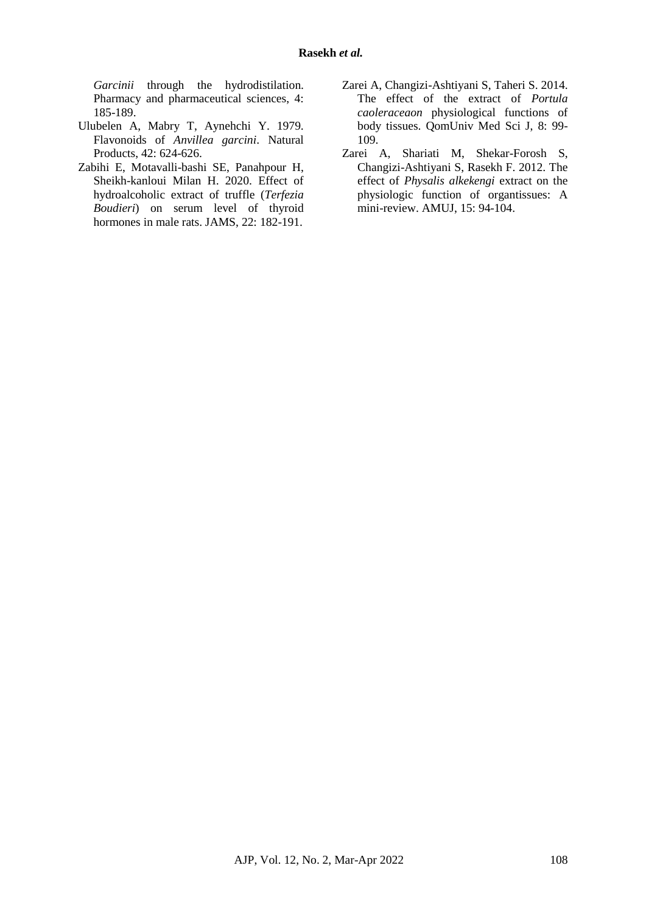*Garcinii* through the hydrodistilation. Pharmacy and pharmaceutical sciences, 4: 185-189.

Ulubelen A, Mabry T, Aynehchi Y. 1979. Flavonoids of *Anvillea garcini*. Natural Products, 42: 624-626.

Zabihi E, Motavalli-bashi SE, Panahpour H, Sheikh-kanloui Milan H. 2020. Effect of hydroalcoholic extract of truffle (*Terfezia Boudieri*) on serum level of thyroid hormones in male rats. JAMS, 22: 182-191.

Zarei A, Changizi-Ashtiyani S, Taheri S. 2014. The effect of the extract of *Portula caoleraceaon* physiological functions of body tissues. QomUniv Med Sci J, 8: 99-109.

Zarei A, Shariati M, Shekar-Forosh S, Changizi-Ashtiyani S, Rasekh F. 2012. The effect of *Physalis alkekengi* extract on the physiologic function of organtissues: A mini-review. AMUJ, 15: 94-104.